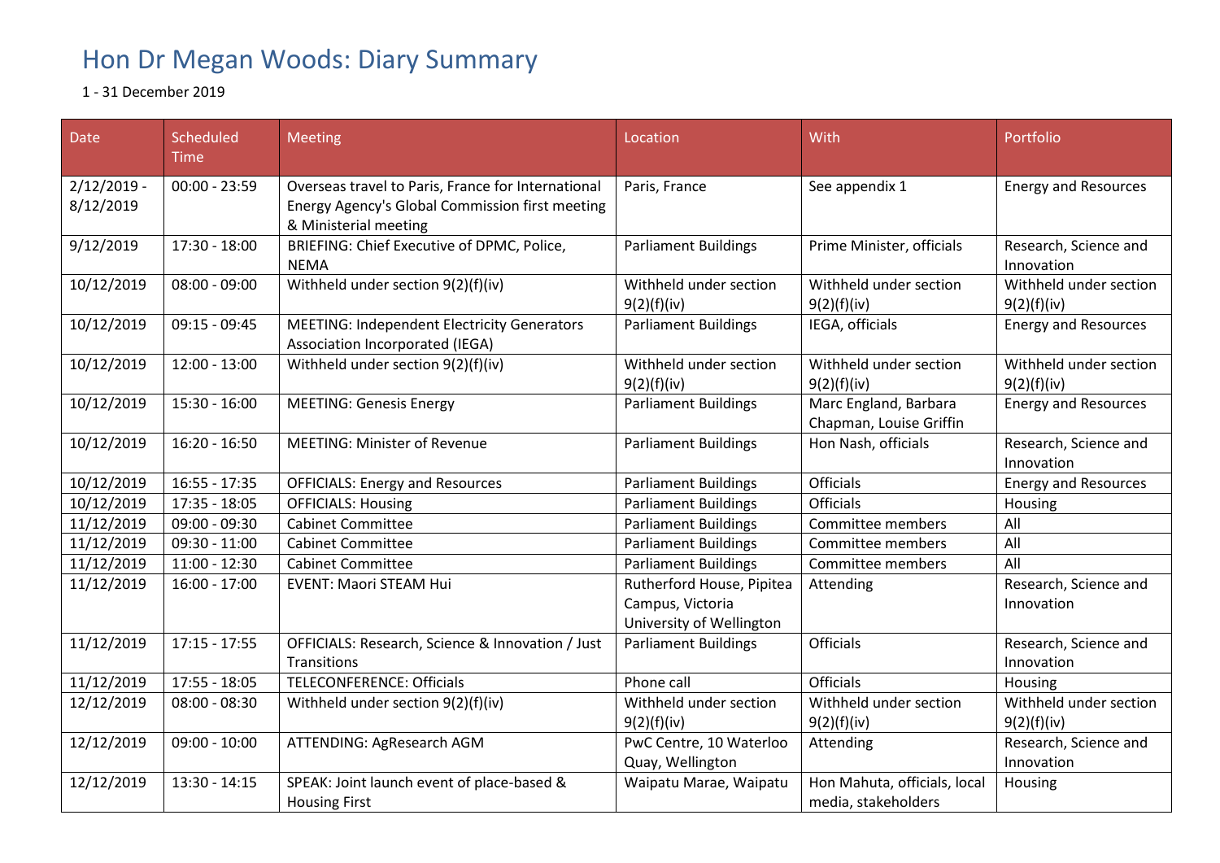# Hon Dr Megan Woods: Diary Summary

1 - 31 December 2019

| Date | Scheduled Time | Meeting | Location | With | Portfolio |
|---|---|---|---|---|---|
| 2/12/2019 - 8/12/2019 | 00:00 - 23:59 | Overseas travel to Paris, France for International Energy Agency's Global Commission first meeting & Ministerial meeting | Paris, France | See appendix 1 | Energy and Resources |
| 9/12/2019 | 17:30 - 18:00 | BRIEFING: Chief Executive of DPMC, Police, NEMA | Parliament Buildings | Prime Minister, officials | Research, Science and Innovation |
| 10/12/2019 | 08:00 - 09:00 | Withheld under section 9(2)(f)(iv) | Withheld under section 9(2)(f)(iv) | Withheld under section 9(2)(f)(iv) | Withheld under section 9(2)(f)(iv) |
| 10/12/2019 | 09:15 - 09:45 | MEETING: Independent Electricity Generators Association Incorporated (IEGA) | Parliament Buildings | IEGA, officials | Energy and Resources |
| 10/12/2019 | 12:00 - 13:00 | Withheld under section 9(2)(f)(iv) | Withheld under section 9(2)(f)(iv) | Withheld under section 9(2)(f)(iv) | Withheld under section 9(2)(f)(iv) |
| 10/12/2019 | 15:30 - 16:00 | MEETING: Genesis Energy | Parliament Buildings | Marc England, Barbara Chapman, Louise Griffin | Energy and Resources |
| 10/12/2019 | 16:20 - 16:50 | MEETING: Minister of Revenue | Parliament Buildings | Hon Nash, officials | Research, Science and Innovation |
| 10/12/2019 | 16:55 - 17:35 | OFFICIALS: Energy and Resources | Parliament Buildings | Officials | Energy and Resources |
| 10/12/2019 | 17:35 - 18:05 | OFFICIALS: Housing | Parliament Buildings | Officials | Housing |
| 11/12/2019 | 09:00 - 09:30 | Cabinet Committee | Parliament Buildings | Committee members | All |
| 11/12/2019 | 09:30 - 11:00 | Cabinet Committee | Parliament Buildings | Committee members | All |
| 11/12/2019 | 11:00 - 12:30 | Cabinet Committee | Parliament Buildings | Committee members | All |
| 11/12/2019 | 16:00 - 17:00 | EVENT: Maori STEAM Hui | Rutherford House, Pipitea Campus, Victoria University of Wellington | Attending | Research, Science and Innovation |
| 11/12/2019 | 17:15 - 17:55 | OFFICIALS: Research, Science & Innovation / Just Transitions | Parliament Buildings | Officials | Research, Science and Innovation |
| 11/12/2019 | 17:55 - 18:05 | TELECONFERENCE: Officials | Phone call | Officials | Housing |
| 12/12/2019 | 08:00 - 08:30 | Withheld under section 9(2)(f)(iv) | Withheld under section 9(2)(f)(iv) | Withheld under section 9(2)(f)(iv) | Withheld under section 9(2)(f)(iv) |
| 12/12/2019 | 09:00 - 10:00 | ATTENDING: AgResearch AGM | PwC Centre, 10 Waterloo Quay, Wellington | Attending | Research, Science and Innovation |
| 12/12/2019 | 13:30 - 14:15 | SPEAK: Joint launch event of place-based & Housing First | Waipatu Marae, Waipatu | Hon Mahuta, officials, local media, stakeholders | Housing |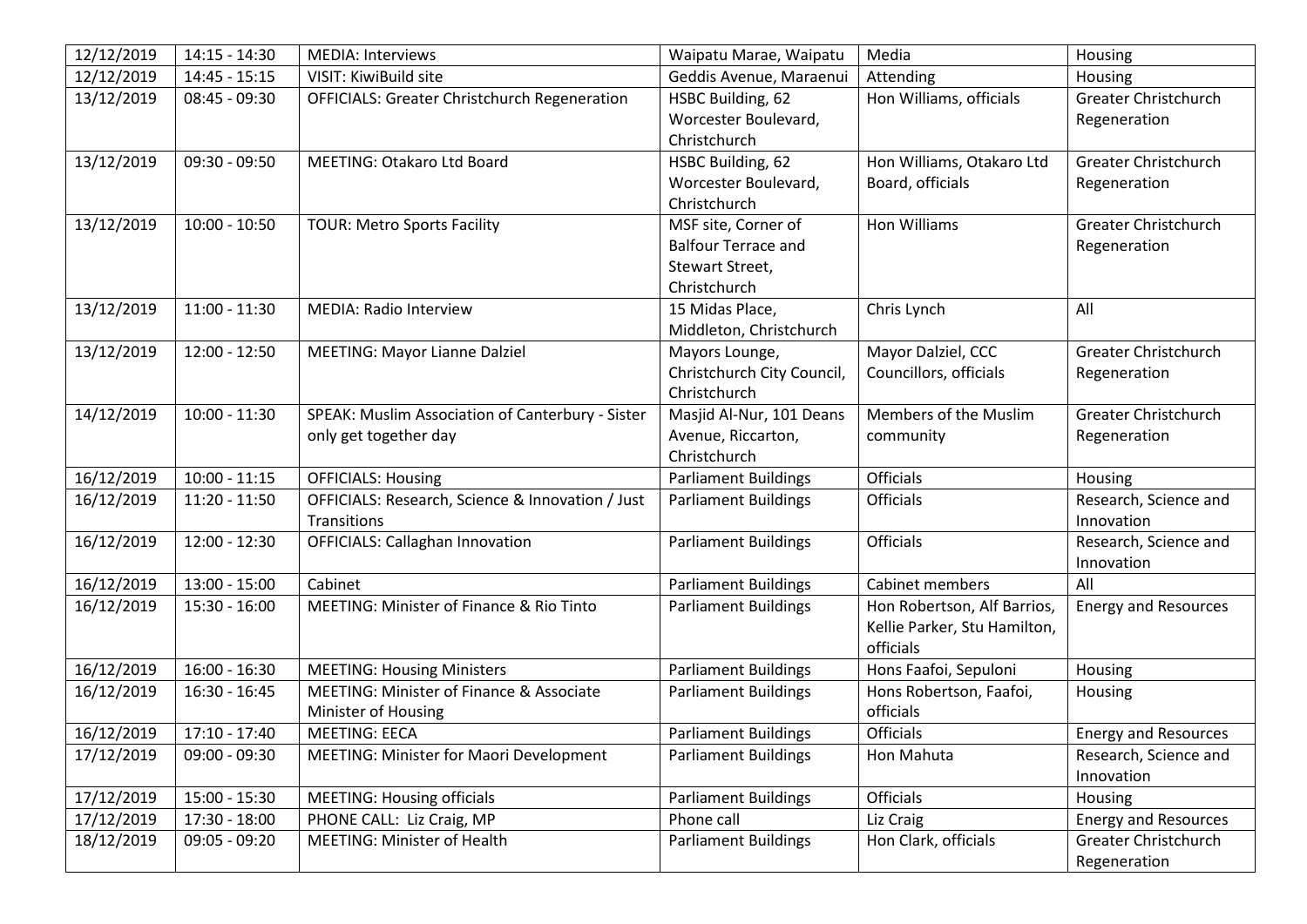| 12/12/2019 | 14:15 - 14:30 | MEDIA: Interviews | Waipatu Marae, Waipatu | Media | Housing |
|---|---|---|---|---|---|
| 12/12/2019 | 14:45 - 15:15 | VISIT: KiwiBuild site | Geddis Avenue, Maraenui | Attending | Housing |
| 13/12/2019 | 08:45 - 09:30 | OFFICIALS: Greater Christchurch Regeneration | HSBC Building, 62 Worcester Boulevard, Christchurch | Hon Williams, officials | Greater Christchurch Regeneration |
| 13/12/2019 | 09:30 - 09:50 | MEETING: Otakaro Ltd Board | HSBC Building, 62 Worcester Boulevard, Christchurch | Hon Williams, Otakaro Ltd Board, officials | Greater Christchurch Regeneration |
| 13/12/2019 | 10:00 - 10:50 | TOUR: Metro Sports Facility | MSF site, Corner of Balfour Terrace and Stewart Street, Christchurch | Hon Williams | Greater Christchurch Regeneration |
| 13/12/2019 | 11:00 - 11:30 | MEDIA: Radio Interview | 15 Midas Place, Middleton, Christchurch | Chris Lynch | All |
| 13/12/2019 | 12:00 - 12:50 | MEETING: Mayor Lianne Dalziel | Mayors Lounge, Christchurch City Council, Christchurch | Mayor Dalziel, CCC Councillors, officials | Greater Christchurch Regeneration |
| 14/12/2019 | 10:00 - 11:30 | SPEAK: Muslim Association of Canterbury - Sister only get together day | Masjid Al-Nur, 101 Deans Avenue, Riccarton, Christchurch | Members of the Muslim community | Greater Christchurch Regeneration |
| 16/12/2019 | 10:00 - 11:15 | OFFICIALS: Housing | Parliament Buildings | Officials | Housing |
| 16/12/2019 | 11:20 - 11:50 | OFFICIALS: Research, Science & Innovation / Just Transitions | Parliament Buildings | Officials | Research, Science and Innovation |
| 16/12/2019 | 12:00 - 12:30 | OFFICIALS: Callaghan Innovation | Parliament Buildings | Officials | Research, Science and Innovation |
| 16/12/2019 | 13:00 - 15:00 | Cabinet | Parliament Buildings | Cabinet members | All |
| 16/12/2019 | 15:30 - 16:00 | MEETING: Minister of Finance & Rio Tinto | Parliament Buildings | Hon Robertson, Alf Barrios, Kellie Parker, Stu Hamilton, officials | Energy and Resources |
| 16/12/2019 | 16:00 - 16:30 | MEETING: Housing Ministers | Parliament Buildings | Hons Faafoi, Sepuloni | Housing |
| 16/12/2019 | 16:30 - 16:45 | MEETING: Minister of Finance & Associate Minister of Housing | Parliament Buildings | Hons Robertson, Faafoi, officials | Housing |
| 16/12/2019 | 17:10 - 17:40 | MEETING: EECA | Parliament Buildings | Officials | Energy and Resources |
| 17/12/2019 | 09:00 - 09:30 | MEETING: Minister for Maori Development | Parliament Buildings | Hon Mahuta | Research, Science and Innovation |
| 17/12/2019 | 15:00 - 15:30 | MEETING: Housing officials | Parliament Buildings | Officials | Housing |
| 17/12/2019 | 17:30 - 18:00 | PHONE CALL: Liz Craig, MP | Phone call | Liz Craig | Energy and Resources |
| 18/12/2019 | 09:05 - 09:20 | MEETING: Minister of Health | Parliament Buildings | Hon Clark, officials | Greater Christchurch Regeneration |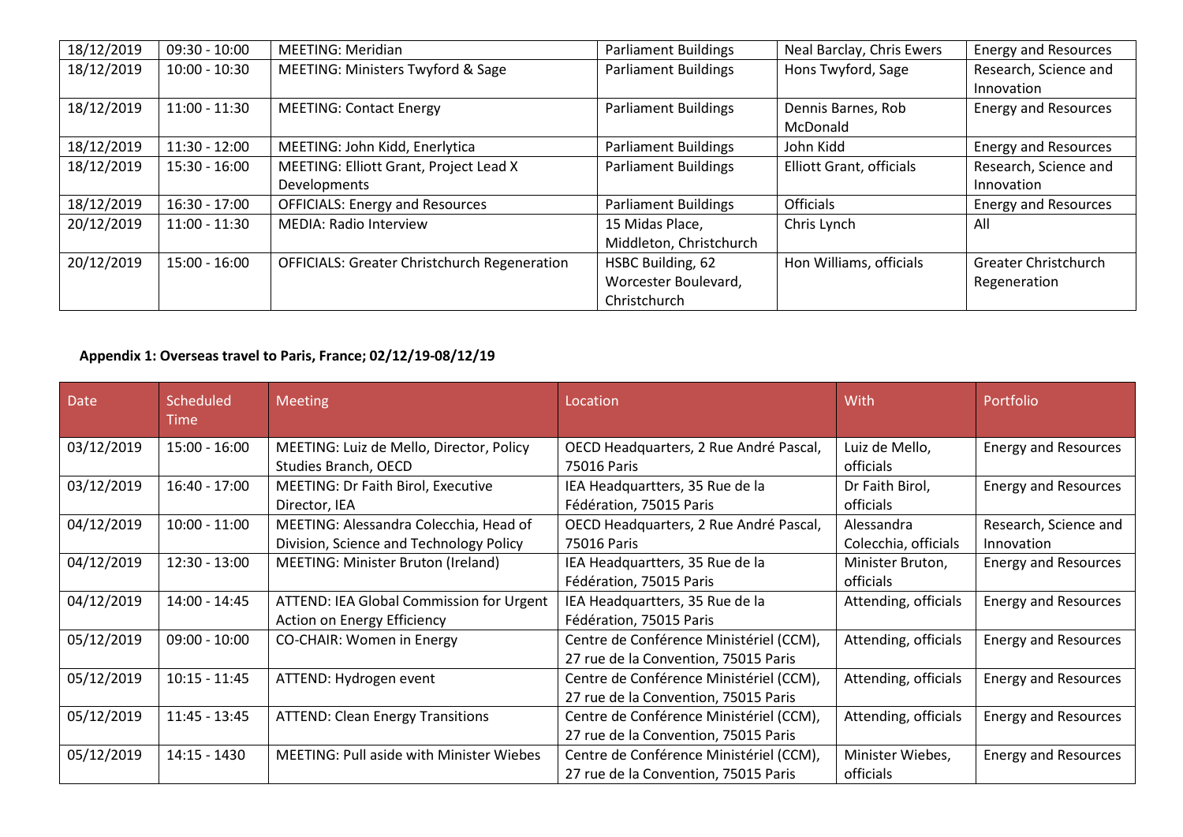| | | | | | |
|---|---|---|---|---|---|
| 18/12/2019 | 09:30 - 10:00 | MEETING: Meridian | Parliament Buildings | Neal Barclay, Chris Ewers | Energy and Resources |
| 18/12/2019 | 10:00 - 10:30 | MEETING: Ministers Twyford & Sage | Parliament Buildings | Hons Twyford, Sage | Research, Science and Innovation |
| 18/12/2019 | 11:00 - 11:30 | MEETING: Contact Energy | Parliament Buildings | Dennis Barnes, Rob McDonald | Energy and Resources |
| 18/12/2019 | 11:30 - 12:00 | MEETING: John Kidd, Enerlytica | Parliament Buildings | John Kidd | Energy and Resources |
| 18/12/2019 | 15:30 - 16:00 | MEETING: Elliott Grant, Project Lead X Developments | Parliament Buildings | Elliott Grant, officials | Research, Science and Innovation |
| 18/12/2019 | 16:30 - 17:00 | OFFICIALS: Energy and Resources | Parliament Buildings | Officials | Energy and Resources |
| 20/12/2019 | 11:00 - 11:30 | MEDIA: Radio Interview | 15 Midas Place, Middleton, Christchurch | Chris Lynch | All |
| 20/12/2019 | 15:00 - 16:00 | OFFICIALS: Greater Christchurch Regeneration | HSBC Building, 62 Worcester Boulevard, Christchurch | Hon Williams, officials | Greater Christchurch Regeneration |

**Appendix 1: Overseas travel to Paris, France; 02/12/19-08/12/19**

| Date | Scheduled Time | Meeting | Location | With | Portfolio |
|---|---|---|---|---|---|
| 03/12/2019 | 15:00 - 16:00 | MEETING: Luiz de Mello, Director, Policy Studies Branch, OECD | OECD Headquarters, 2 Rue André Pascal, 75016 Paris | Luiz de Mello, officials | Energy and Resources |
| 03/12/2019 | 16:40 - 17:00 | MEETING: Dr Faith Birol, Executive Director, IEA | IEA Headquartters, 35 Rue de la Fédération, 75015 Paris | Dr Faith Birol, officials | Energy and Resources |
| 04/12/2019 | 10:00 - 11:00 | MEETING: Alessandra Colecchia, Head of Division, Science and Technology Policy | OECD Headquarters, 2 Rue André Pascal, 75016 Paris | Alessandra Colecchia, officials | Research, Science and Innovation |
| 04/12/2019 | 12:30 - 13:00 | MEETING: Minister Bruton (Ireland) | IEA Headquartters, 35 Rue de la Fédération, 75015 Paris | Minister Bruton, officials | Energy and Resources |
| 04/12/2019 | 14:00 - 14:45 | ATTEND: IEA Global Commission for Urgent Action on Energy Efficiency | IEA Headquartters, 35 Rue de la Fédération, 75015 Paris | Attending, officials | Energy and Resources |
| 05/12/2019 | 09:00 - 10:00 | CO-CHAIR: Women in Energy | Centre de Conférence Ministériel (CCM), 27 rue de la Convention, 75015 Paris | Attending, officials | Energy and Resources |
| 05/12/2019 | 10:15 - 11:45 | ATTEND: Hydrogen event | Centre de Conférence Ministériel (CCM), 27 rue de la Convention, 75015 Paris | Attending, officials | Energy and Resources |
| 05/12/2019 | 11:45 - 13:45 | ATTEND: Clean Energy Transitions | Centre de Conférence Ministériel (CCM), 27 rue de la Convention, 75015 Paris | Attending, officials | Energy and Resources |
| 05/12/2019 | 14:15 - 1430 | MEETING: Pull aside with Minister Wiebes | Centre de Conférence Ministériel (CCM), 27 rue de la Convention, 75015 Paris | Minister Wiebes, officials | Energy and Resources |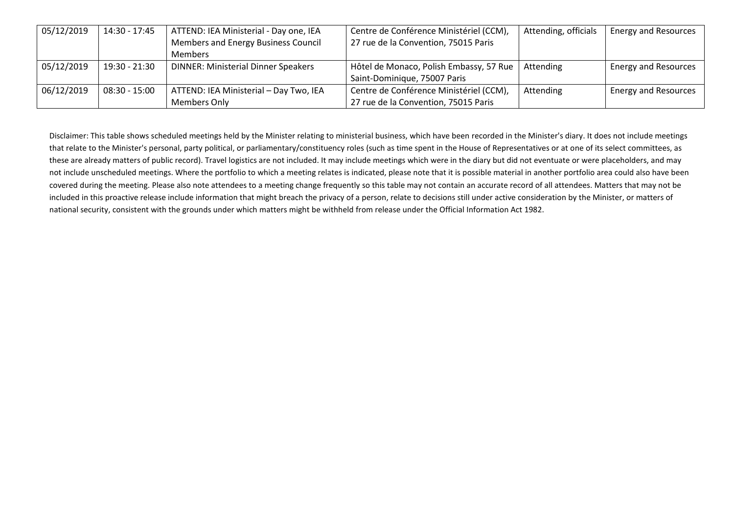| | | | | | |
|---|---|---|---|---|---|
| 05/12/2019 | 14:30 - 17:45 | ATTEND: IEA Ministerial - Day one, IEA Members and Energy Business Council Members | Centre de Conférence Ministériel (CCM), 27 rue de la Convention, 75015 Paris | Attending, officials | Energy and Resources |
| 05/12/2019 | 19:30 - 21:30 | DINNER: Ministerial Dinner Speakers | Hôtel de Monaco, Polish Embassy, 57 Rue Saint-Dominique, 75007 Paris | Attending | Energy and Resources |
| 06/12/2019 | 08:30 - 15:00 | ATTEND: IEA Ministerial – Day Two, IEA Members Only | Centre de Conférence Ministériel (CCM), 27 rue de la Convention, 75015 Paris | Attending | Energy and Resources |

Disclaimer: This table shows scheduled meetings held by the Minister relating to ministerial business, which have been recorded in the Minister's diary. It does not include meetings that relate to the Minister's personal, party political, or parliamentary/constituency roles (such as time spent in the House of Representatives or at one of its select committees, as these are already matters of public record). Travel logistics are not included. It may include meetings which were in the diary but did not eventuate or were placeholders, and may not include unscheduled meetings. Where the portfolio to which a meeting relates is indicated, please note that it is possible material in another portfolio area could also have been covered during the meeting. Please also note attendees to a meeting change frequently so this table may not contain an accurate record of all attendees. Matters that may not be included in this proactive release include information that might breach the privacy of a person, relate to decisions still under active consideration by the Minister, or matters of national security, consistent with the grounds under which matters might be withheld from release under the Official Information Act 1982.